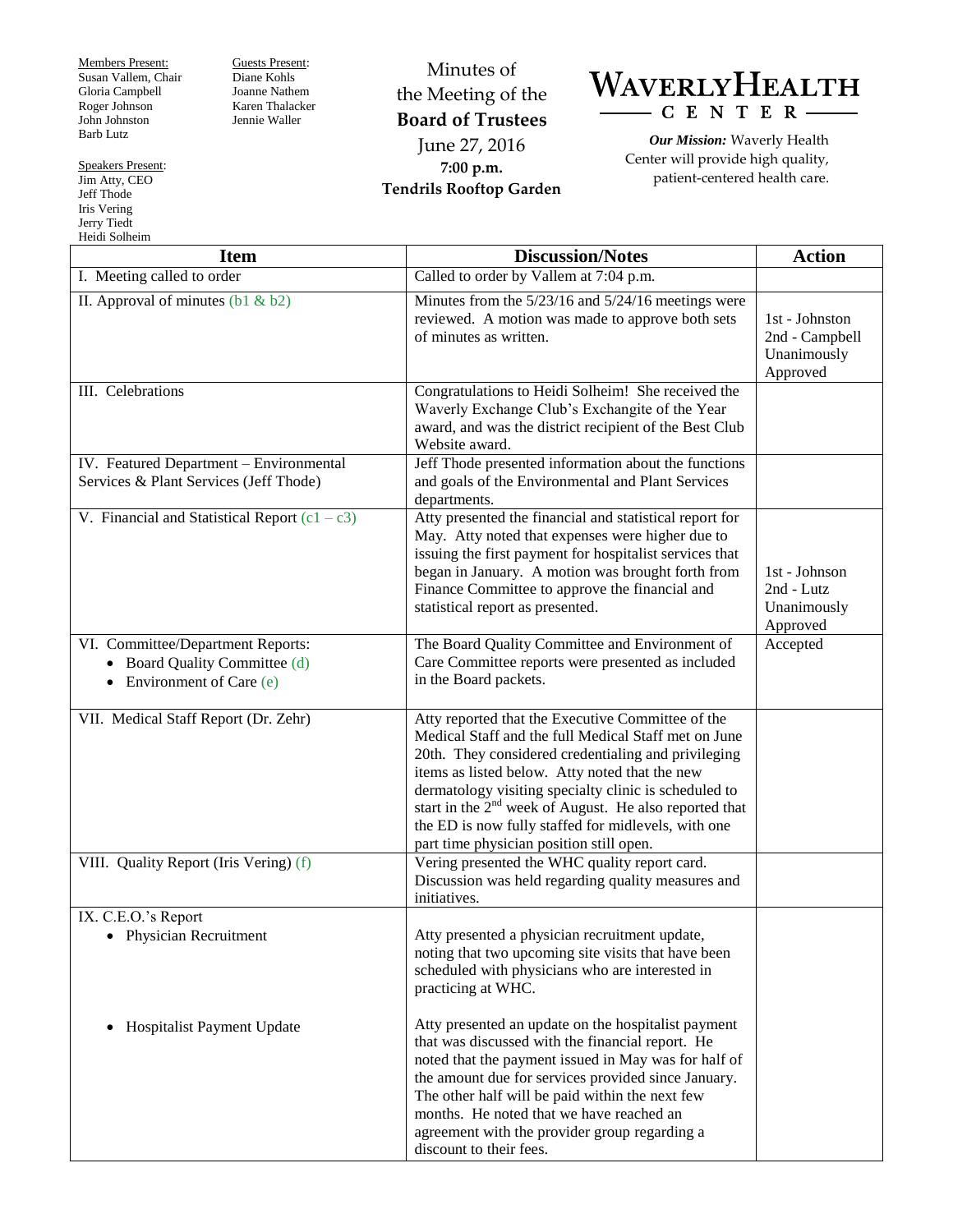Members Present:
Susan Vallem, Chair
Gloria Campbell
Roger Johnson
John Johnston
Barb Lutz

Guests Present:
Diane Kohls
Joanne Nathem
Karen Thalacker
Jennie Waller

Speakers Present:
Jim Atty, CEO
Jeff Thode
Iris Vering
Jerry Tiedt
Heidi Solheim

Minutes of
the Meeting of the
**Board of Trustees**
June 27, 2016
**7:00 p.m.**
**Tendrils Rooftop Garden**

**WAVERLYHEALTH CENTER**

***Our Mission:*** Waverly Health Center will provide high quality, patient-centered health care.

| Item | Discussion/Notes | Action |
|---|---|---|
| I. Meeting called to order | Called to order by Vallem at 7:04 p.m. | |
| II. Approval of minutes (b1 & b2) | Minutes from the 5/23/16 and 5/24/16 meetings were reviewed. A motion was made to approve both sets of minutes as written. | 1st - Johnston<br>2nd - Campbell<br>Unanimously Approved |
| III. Celebrations | Congratulations to Heidi Solheim! She received the Waverly Exchange Club's Exchangite of the Year award, and was the district recipient of the Best Club Website award. | |
| IV. Featured Department – Environmental Services & Plant Services (Jeff Thode) | Jeff Thode presented information about the functions and goals of the Environmental and Plant Services departments. | |
| V. Financial and Statistical Report (c1 – c3) | Atty presented the financial and statistical report for May. Atty noted that expenses were higher due to issuing the first payment for hospitalist services that began in January. A motion was brought forth from Finance Committee to approve the financial and statistical report as presented. | 1st - Johnson<br>2nd - Lutz<br>Unanimously Approved |
| VI. Committee/Department Reports:<br>• Board Quality Committee (d)<br>• Environment of Care (e) | The Board Quality Committee and Environment of Care Committee reports were presented as included in the Board packets. | Accepted |
| VII. Medical Staff Report (Dr. Zehr) | Atty reported that the Executive Committee of the Medical Staff and the full Medical Staff met on June 20th. They considered credentialing and privileging items as listed below. Atty noted that the new dermatology visiting specialty clinic is scheduled to start in the 2nd week of August. He also reported that the ED is now fully staffed for midlevels, with one part time physician position still open. | |
| VIII. Quality Report (Iris Vering) (f) | Vering presented the WHC quality report card. Discussion was held regarding quality measures and initiatives. | |
| IX. C.E.O.'s Report<br>• Physician Recruitment | Atty presented a physician recruitment update, noting that two upcoming site visits that have been scheduled with physicians who are interested in practicing at WHC. | |
| • Hospitalist Payment Update | Atty presented an update on the hospitalist payment that was discussed with the financial report. He noted that the payment issued in May was for half of the amount due for services provided since January. The other half will be paid within the next few months. He noted that we have reached an agreement with the provider group regarding a discount to their fees. | |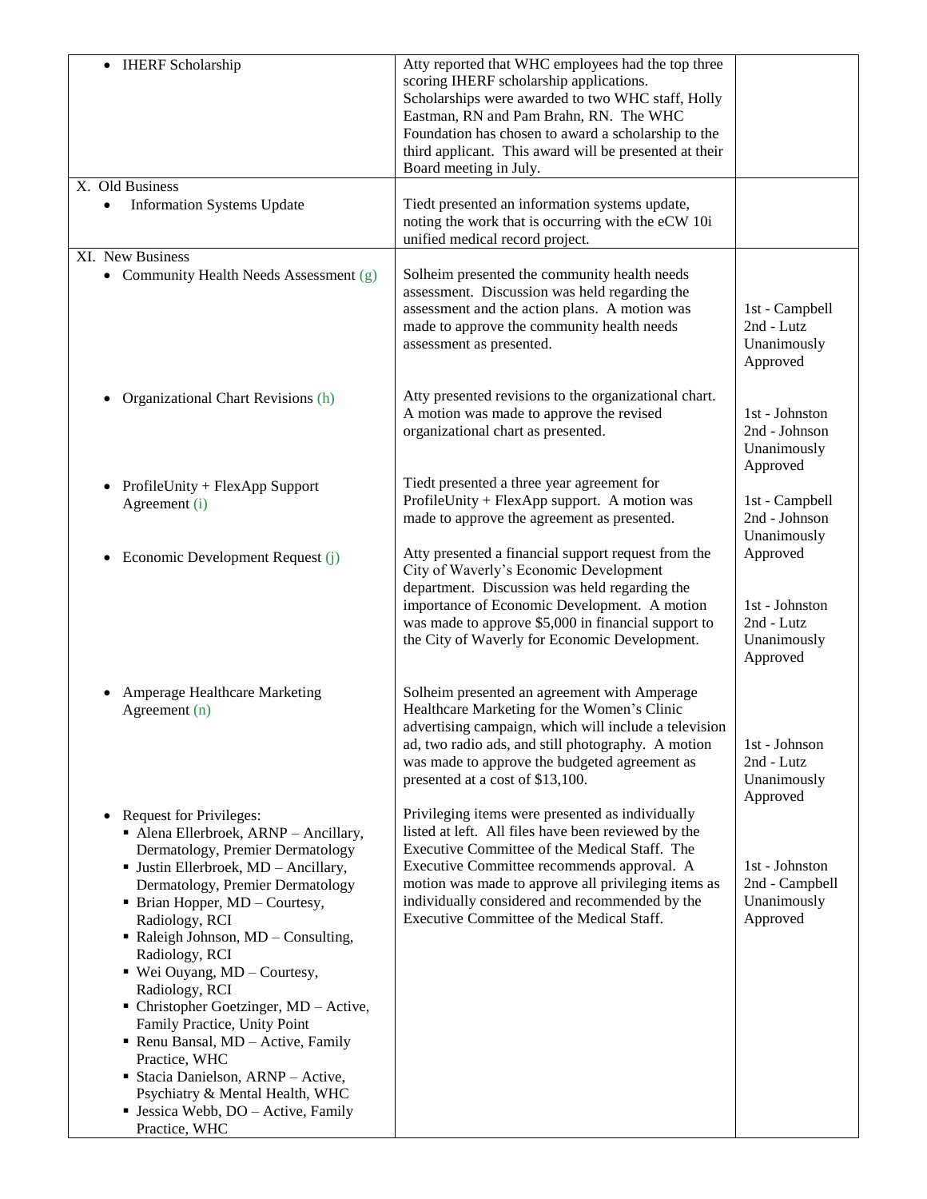| | | |
|---|---|---|
| • IHERF Scholarship | Atty reported that WHC employees had the top three scoring IHERF scholarship applications. Scholarships were awarded to two WHC staff, Holly Eastman, RN and Pam Brahn, RN. The WHC Foundation has chosen to award a scholarship to the third applicant. This award will be presented at their Board meeting in July. | |
| X. Old Business<br>• Information Systems Update | Tiedt presented an information systems update, noting the work that is occurring with the eCW 10i unified medical record project. | |
| XI. New Business<br>• Community Health Needs Assessment (g) | Solheim presented the community health needs assessment. Discussion was held regarding the assessment and the action plans. A motion was made to approve the community health needs assessment as presented. | 1st - Campbell<br>2nd - Lutz<br>Unanimously Approved |
| • Organizational Chart Revisions (h) | Atty presented revisions to the organizational chart. A motion was made to approve the revised organizational chart as presented. | 1st - Johnston<br>2nd - Johnson<br>Unanimously Approved |
| • ProfileUnity + FlexApp Support Agreement (i) | Tiedt presented a three year agreement for ProfileUnity + FlexApp support. A motion was made to approve the agreement as presented. | 1st - Campbell<br>2nd - Johnson<br>Unanimously Approved |
| • Economic Development Request (j) | Atty presented a financial support request from the City of Waverly's Economic Development department. Discussion was held regarding the importance of Economic Development. A motion was made to approve $5,000 in financial support to the City of Waverly for Economic Development. | 1st - Johnston<br>2nd - Lutz<br>Unanimously Approved |
| • Amperage Healthcare Marketing Agreement (n) | Solheim presented an agreement with Amperage Healthcare Marketing for the Women's Clinic advertising campaign, which will include a television ad, two radio ads, and still photography. A motion was made to approve the budgeted agreement as presented at a cost of $13,100. | 1st - Johnson<br>2nd - Lutz<br>Unanimously Approved |
| • Request for Privileges:<br>▪ Alena Ellerbroek, ARNP – Ancillary, Dermatology, Premier Dermatology<br>▪ Justin Ellerbroek, MD – Ancillary, Dermatology, Premier Dermatology<br>▪ Brian Hopper, MD – Courtesy, Radiology, RCI<br>▪ Raleigh Johnson, MD – Consulting, Radiology, RCI<br>▪ Wei Ouyang, MD – Courtesy, Radiology, RCI<br>▪ Christopher Goetzinger, MD – Active, Family Practice, Unity Point<br>▪ Renu Bansal, MD – Active, Family Practice, WHC<br>▪ Stacia Danielson, ARNP – Active, Psychiatry & Mental Health, WHC<br>▪ Jessica Webb, DO – Active, Family Practice, WHC | Privileging items were presented as individually listed at left. All files have been reviewed by the Executive Committee of the Medical Staff. The Executive Committee recommends approval. A motion was made to approve all privileging items as individually considered and recommended by the Executive Committee of the Medical Staff. | 1st - Johnston<br>2nd - Campbell<br>Unanimously Approved |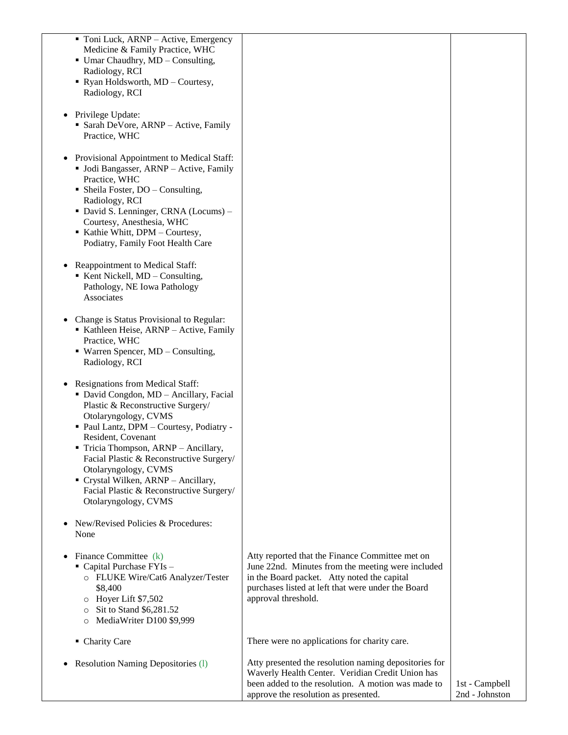| | | |
|---|---|---|
| ▪ Toni Luck, ARNP – Active, Emergency Medicine & Family Practice, WHC<br>▪ Umar Chaudhry, MD – Consulting, Radiology, RCI<br>▪ Ryan Holdsworth, MD – Courtesy, Radiology, RCI | | |
| • Privilege Update:<br>▪ Sarah DeVore, ARNP – Active, Family Practice, WHC | | |
| • Provisional Appointment to Medical Staff:<br>▪ Jodi Bangasser, ARNP – Active, Family Practice, WHC<br>▪ Sheila Foster, DO – Consulting, Radiology, RCI<br>▪ David S. Lenninger, CRNA (Locums) – Courtesy, Anesthesia, WHC<br>▪ Kathie Whitt, DPM – Courtesy, Podiatry, Family Foot Health Care | | |
| • Reappointment to Medical Staff:<br>▪ Kent Nickell, MD – Consulting, Pathology, NE Iowa Pathology Associates | | |
| • Change is Status Provisional to Regular:<br>▪ Kathleen Heise, ARNP – Active, Family Practice, WHC<br>▪ Warren Spencer, MD – Consulting, Radiology, RCI | | |
| • Resignations from Medical Staff:<br>▪ David Congdon, MD – Ancillary, Facial Plastic & Reconstructive Surgery/ Otolaryngology, CVMS<br>▪ Paul Lantz, DPM – Courtesy, Podiatry - Resident, Covenant<br>▪ Tricia Thompson, ARNP – Ancillary, Facial Plastic & Reconstructive Surgery/ Otolaryngology, CVMS<br>▪ Crystal Wilken, ARNP – Ancillary, Facial Plastic & Reconstructive Surgery/ Otolaryngology, CVMS | | |
| • New/Revised Policies & Procedures: None | | |
| • Finance Committee (k)<br>▪ Capital Purchase FYIs –<br>○ FLUKE Wire/Cat6 Analyzer/Tester $8,400<br>○ Hoyer Lift $7,502<br>○ Sit to Stand $6,281.52<br>○ MediaWriter D100 $9,999 | Atty reported that the Finance Committee met on June 22nd. Minutes from the meeting were included in the Board packet. Atty noted the capital purchases listed at left that were under the Board approval threshold. | |
| ▪ Charity Care | There were no applications for charity care. | |
| • Resolution Naming Depositories (l) | Atty presented the resolution naming depositories for Waverly Health Center. Veridian Credit Union has been added to the resolution. A motion was made to approve the resolution as presented. | 1st - Campbell<br>2nd - Johnston |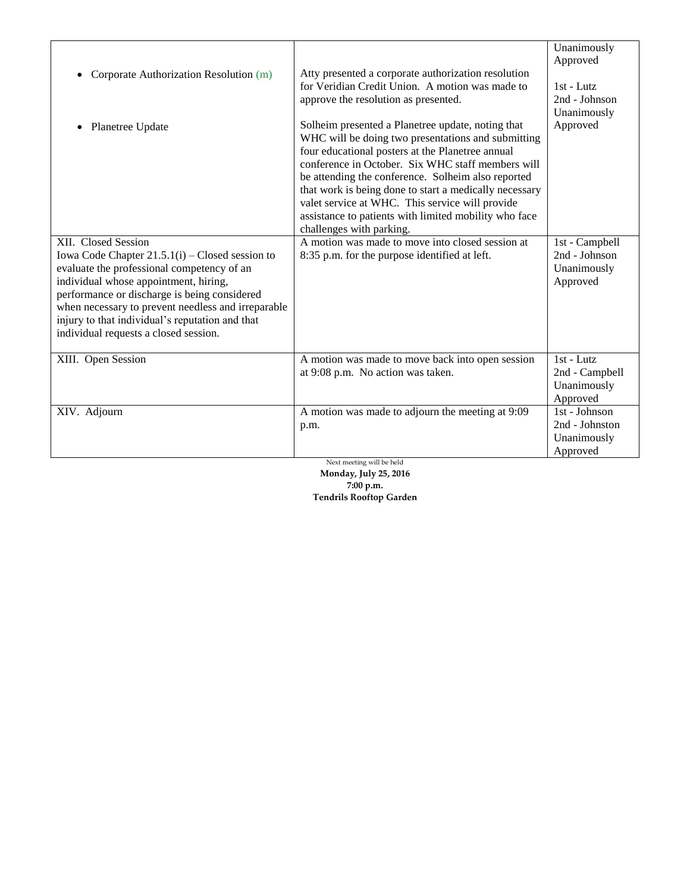| | | |
|---|---|---|
| | | Unanimously Approved |
| • Corporate Authorization Resolution (m) | Atty presented a corporate authorization resolution for Veridian Credit Union. A motion was made to approve the resolution as presented. | 1st - Lutz<br>2nd - Johnson<br>Unanimously Approved |
| • Planetree Update | Solheim presented a Planetree update, noting that WHC will be doing two presentations and submitting four educational posters at the Planetree annual conference in October. Six WHC staff members will be attending the conference. Solheim also reported that work is being done to start a medically necessary valet service at WHC. This service will provide assistance to patients with limited mobility who face challenges with parking. | |
| XII. Closed Session<br>Iowa Code Chapter 21.5.1(i) – Closed session to evaluate the professional competency of an individual whose appointment, hiring, performance or discharge is being considered when necessary to prevent needless and irreparable injury to that individual's reputation and that individual requests a closed session. | A motion was made to move into closed session at 8:35 p.m. for the purpose identified at left. | 1st - Campbell<br>2nd - Johnson<br>Unanimously Approved |
| XIII. Open Session | A motion was made to move back into open session at 9:08 p.m. No action was taken. | 1st - Lutz<br>2nd - Campbell<br>Unanimously Approved |
| XIV. Adjourn | A motion was made to adjourn the meeting at 9:09 p.m. | 1st - Johnson<br>2nd - Johnston<br>Unanimously Approved |

Next meeting will be held
**Monday, July 25, 2016**
**7:00 p.m.**
**Tendrils Rooftop Garden**